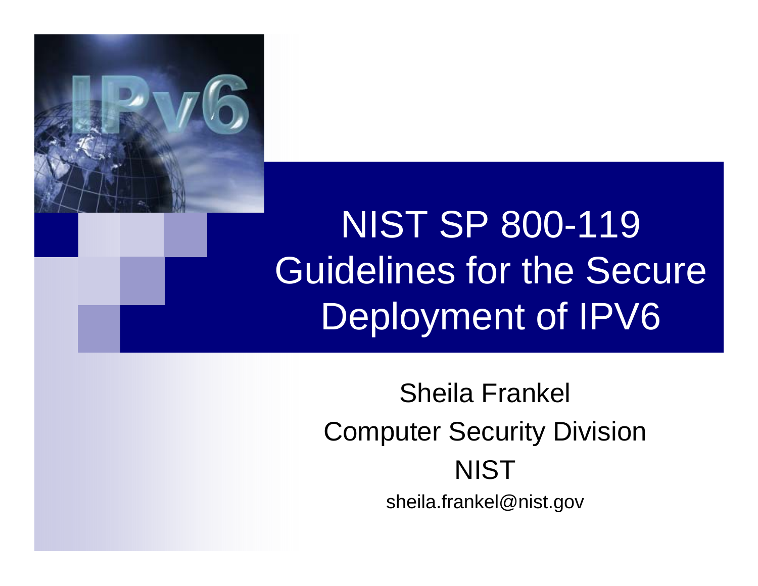# NIST SP 800-119 Guidelines for the Secure Deployment of IPV6

Sheila Frankel

Computer Security Division

NIST

sheila.frankel@nist.gov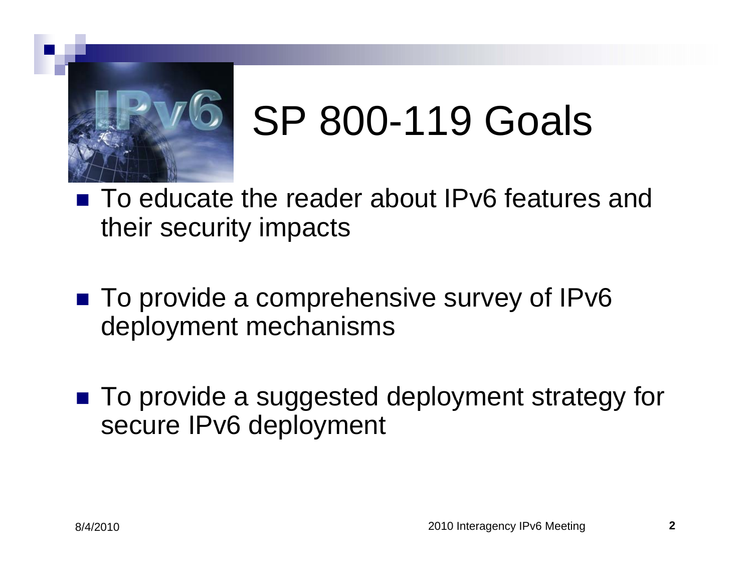# SP 800-119 Goals

- To educate the reader about IPv6 features and their security impacts
- To provide a comprehensive survey of IPv6 deployment mechanisms
- To provide a suggested deployment strategy for secure IPv6 deployment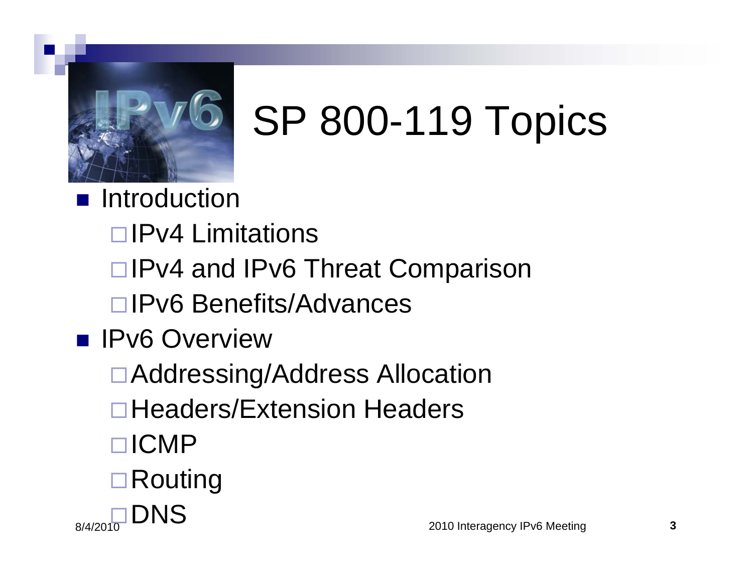# SP 800-119 Topics

- Introduction
  - IPv4 Limitations
  - IPv4 and IPv6 Threat Comparison
  - IPv6 Benefits/Advances
- IPv6 Overview
  - Addressing/Address Allocation
  - Headers/Extension Headers
  - ICMP
  - Routing
  - DNS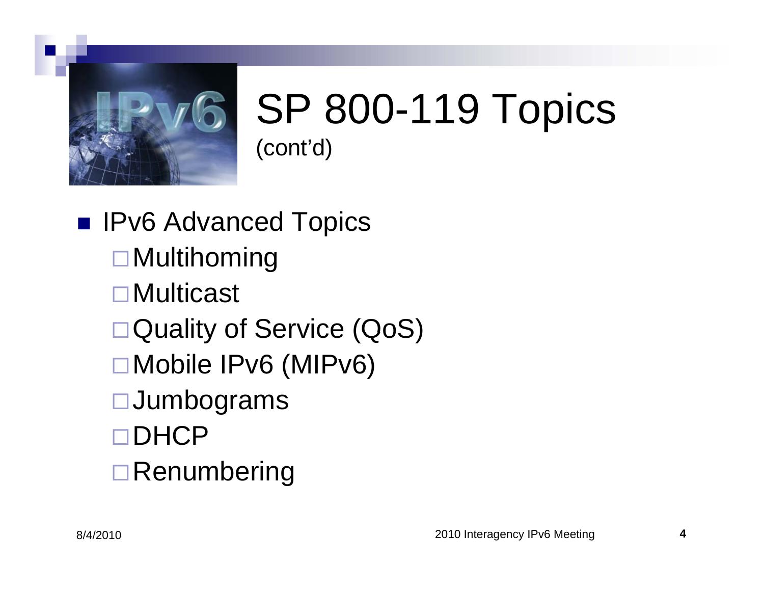# SP 800-119 Topics (cont'd)

- IPv6 Advanced Topics
  - Multihoming
  - Multicast
  - Quality of Service (QoS)
  - Mobile IPv6 (MIPv6)
  - Jumbograms
  - DHCP
  - Renumbering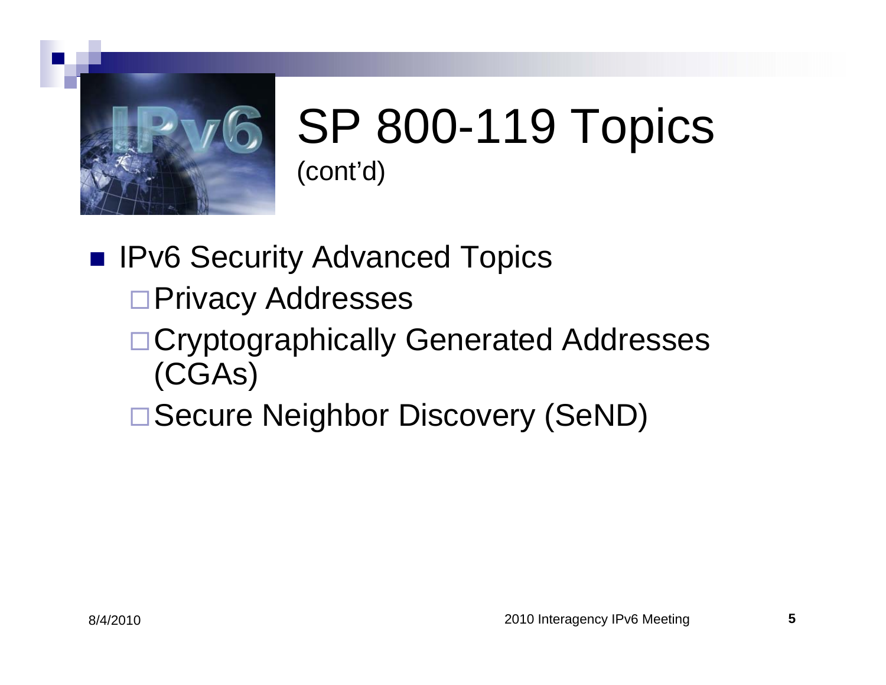# SP 800-119 Topics
(cont'd)

- IPv6 Security Advanced Topics
  - Privacy Addresses
  - Cryptographically Generated Addresses (CGAs)
  - Secure Neighbor Discovery (SeND)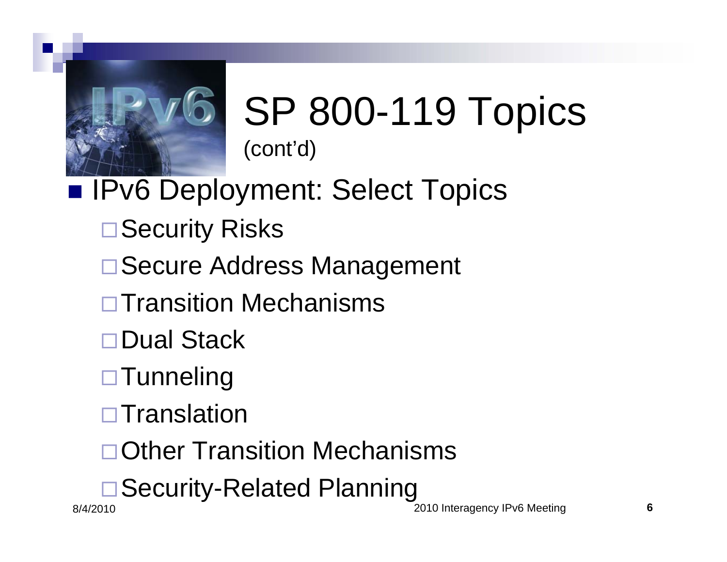# SP 800-119 Topics
(cont'd)

- IPv6 Deployment: Select Topics
  - Security Risks
  - Secure Address Management
  - Transition Mechanisms
  - Dual Stack
  - Tunneling
  - Translation
  - Other Transition Mechanisms
  - Security-Related Planning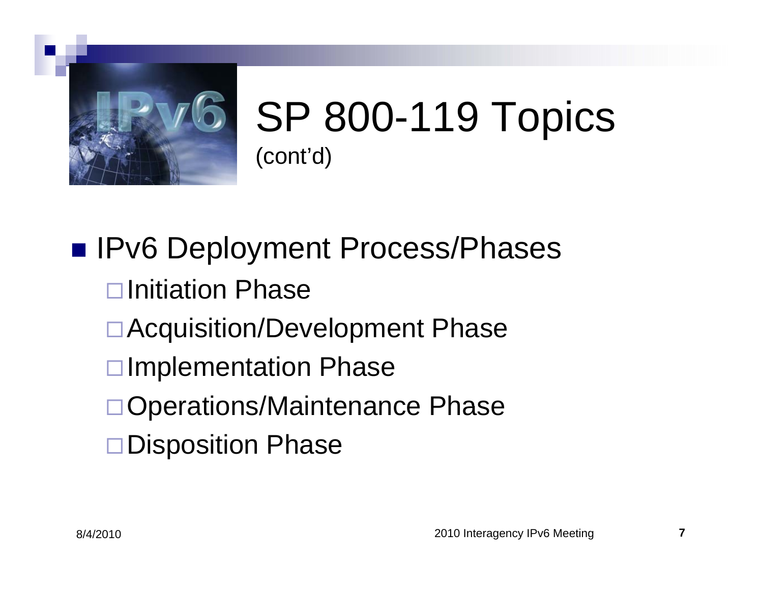# SP 800-119 Topics
(cont'd)

- IPv6 Deployment Process/Phases
  - Initiation Phase
  - Acquisition/Development Phase
  - Implementation Phase
  - Operations/Maintenance Phase
  - Disposition Phase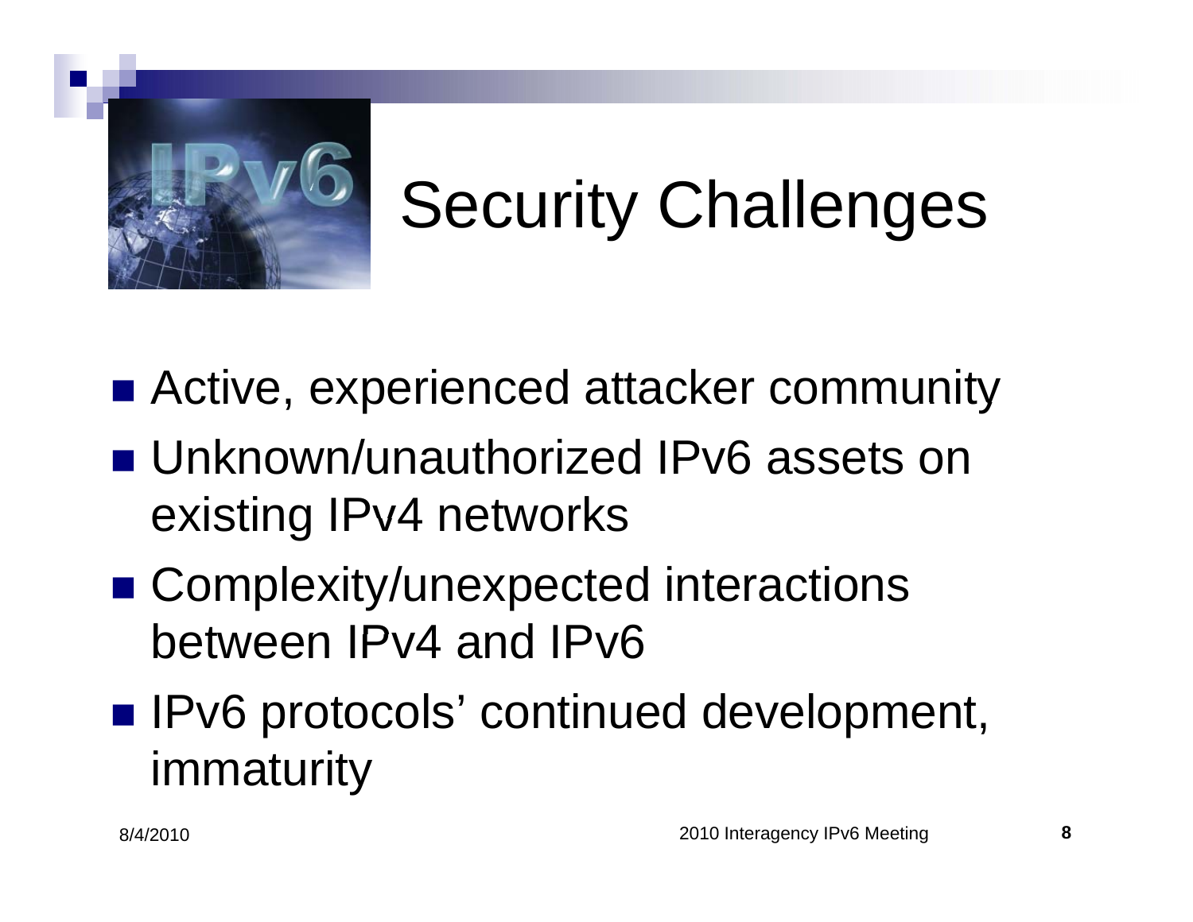# Security Challenges

- Active, experienced attacker community
- Unknown/unauthorized IPv6 assets on existing IPv4 networks
- Complexity/unexpected interactions between IPv4 and IPv6
- IPv6 protocols' continued development, immaturity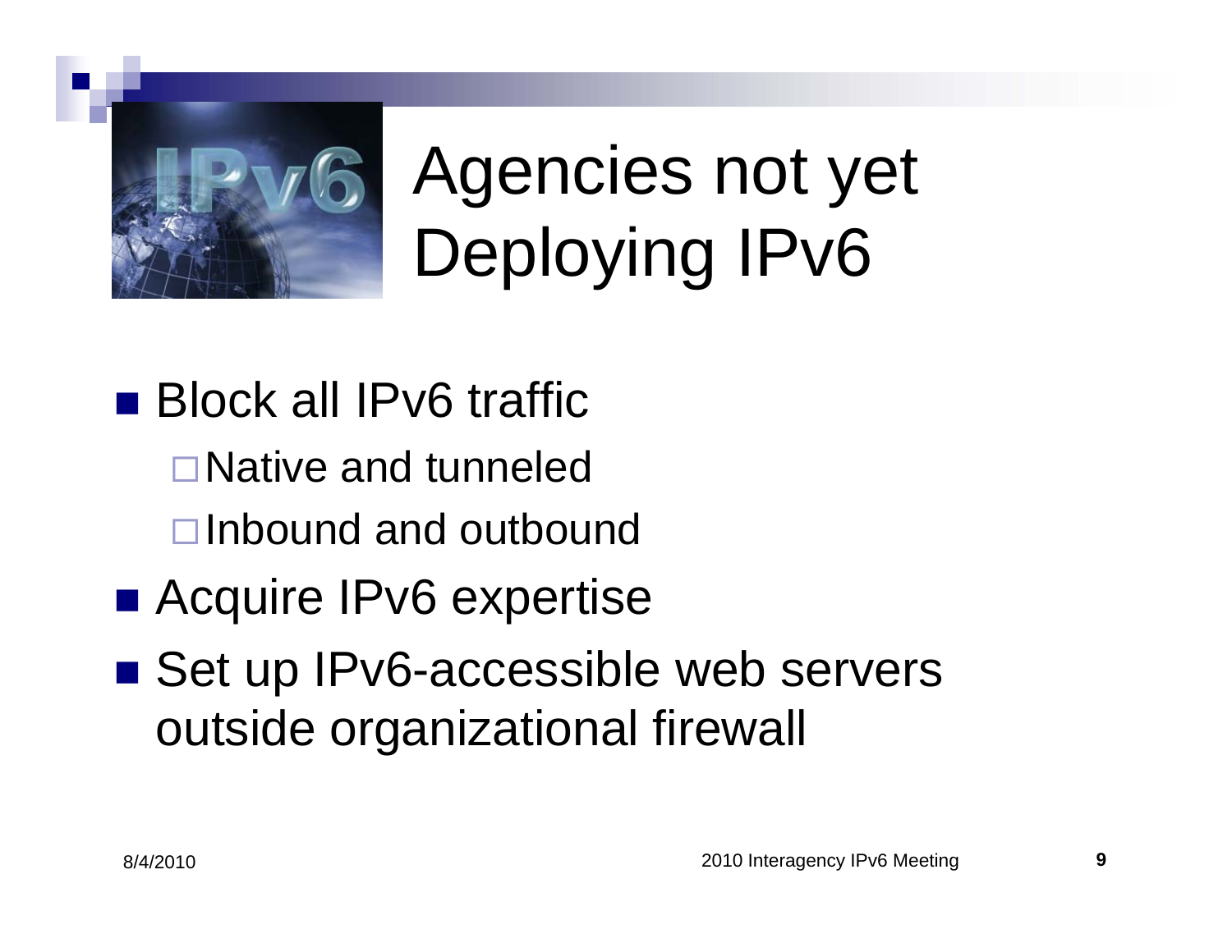# Agencies not yet Deploying IPv6

- Block all IPv6 traffic
  - Native and tunneled
  - Inbound and outbound
- Acquire IPv6 expertise
- Set up IPv6-accessible web servers outside organizational firewall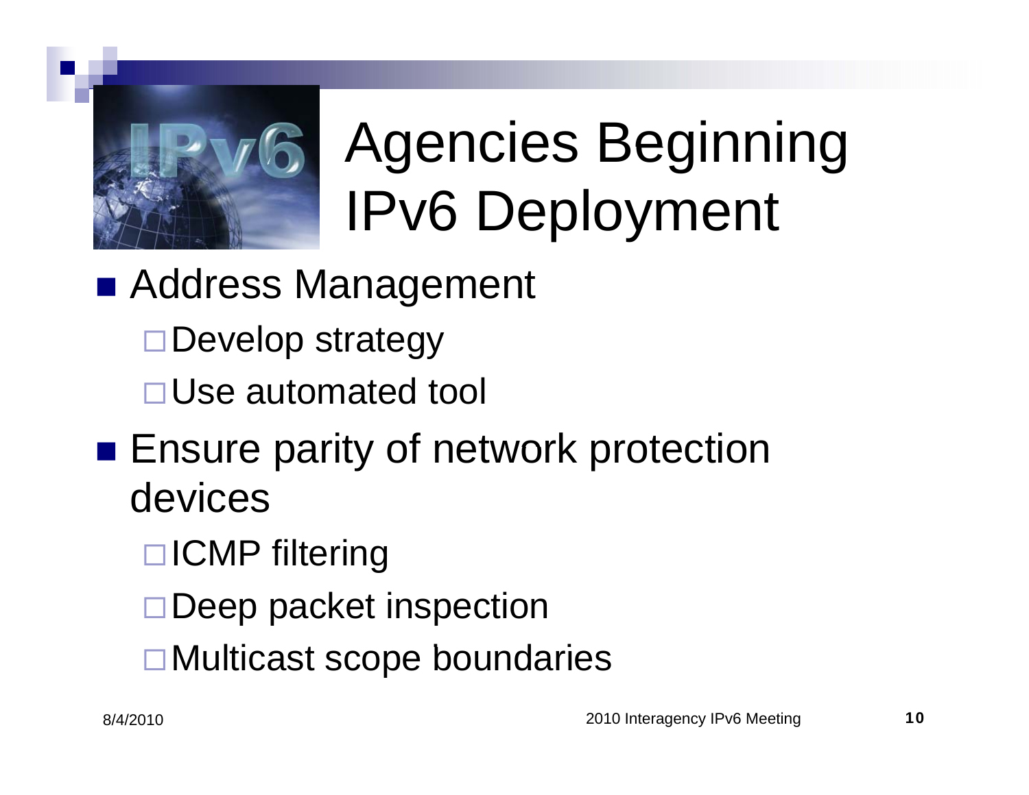# Agencies Beginning IPv6 Deployment

- Address Management
  - Develop strategy
  - Use automated tool
- Ensure parity of network protection devices
  - ICMP filtering
  - Deep packet inspection
  - Multicast scope boundaries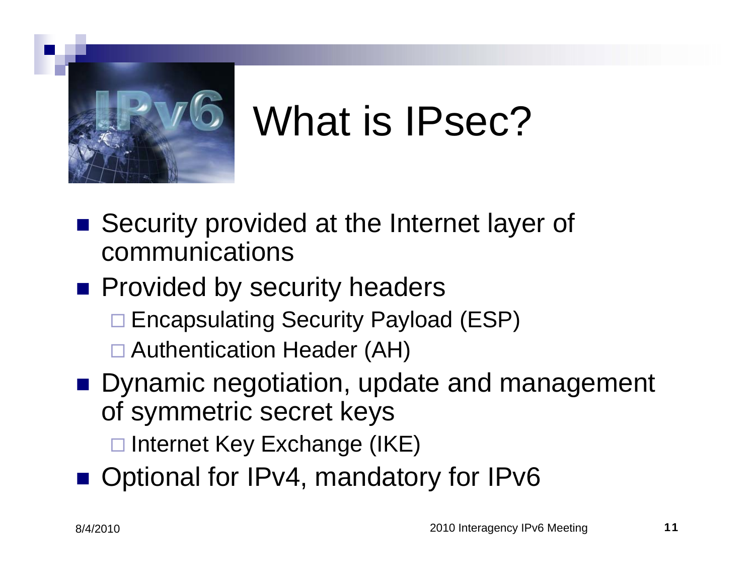# What is IPsec?

- Security provided at the Internet layer of communications
- Provided by security headers
  - Encapsulating Security Payload (ESP)
  - Authentication Header (AH)
- Dynamic negotiation, update and management of symmetric secret keys
  - Internet Key Exchange (IKE)
- Optional for IPv4, mandatory for IPv6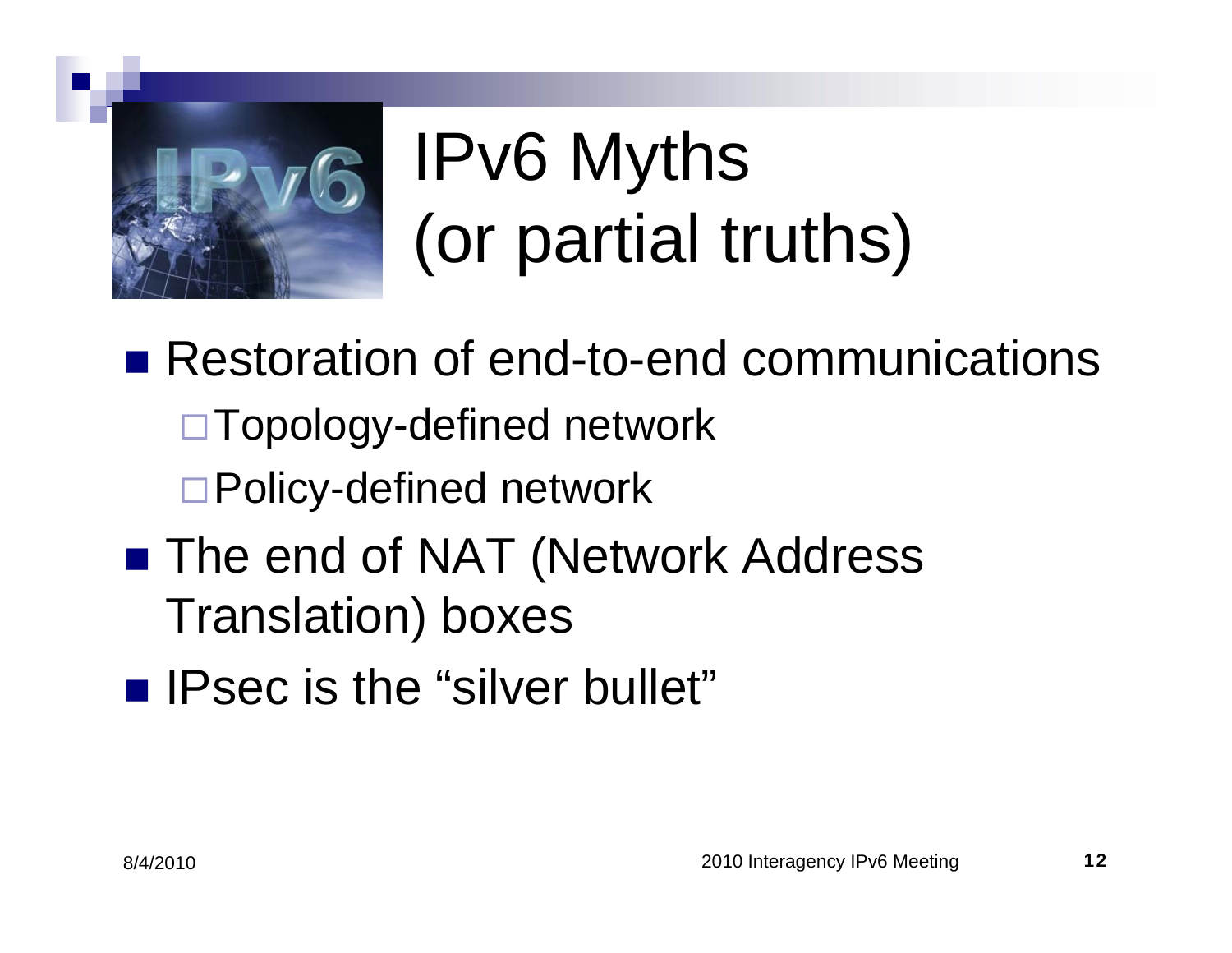# IPv6 Myths (or partial truths)

- Restoration of end-to-end communications
  - Topology-defined network
  - Policy-defined network
- The end of NAT (Network Address Translation) boxes
- IPsec is the “silver bullet”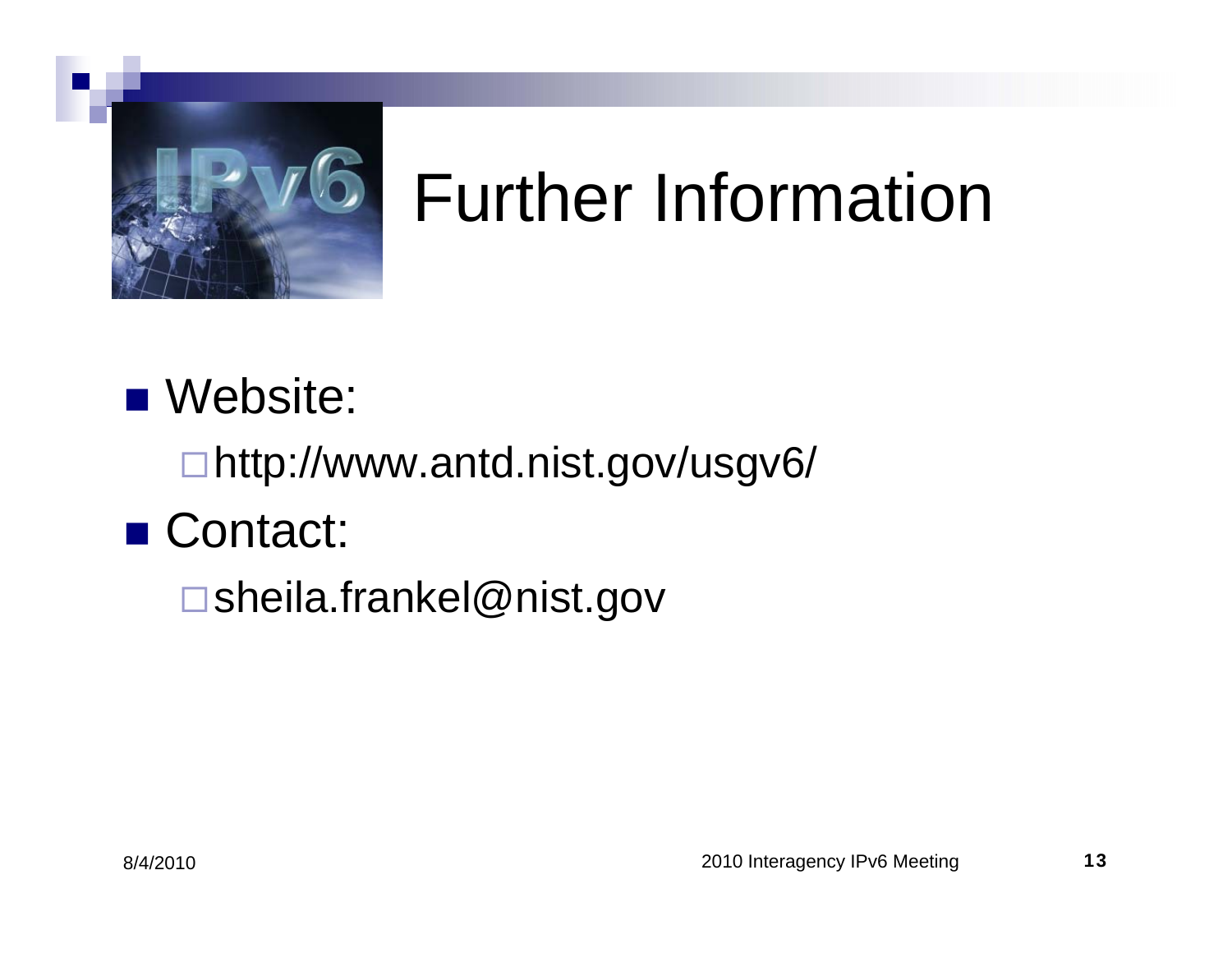# Further Information

- Website:
  - http://www.antd.nist.gov/usgv6/
- Contact:
  - sheila.frankel@nist.gov